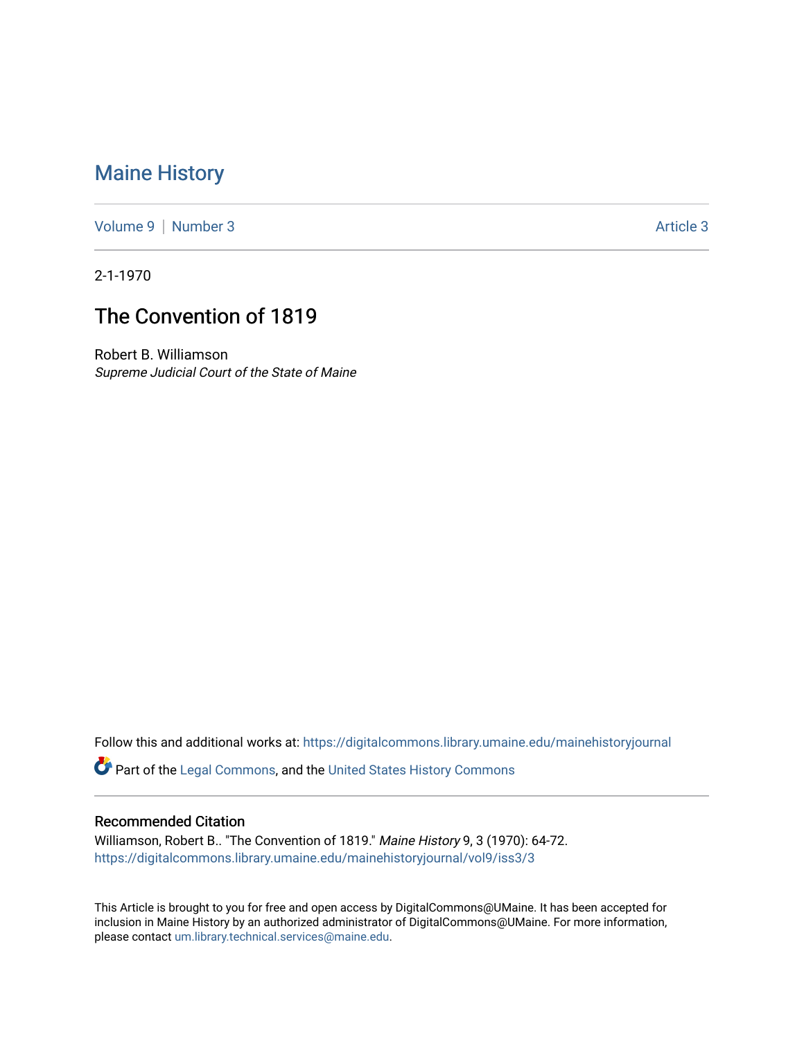# Maine History

Volume 9 | Number 3 Article 3

2-1-1970

## The Convention of 1819

Robert B. Williamson
*Supreme Judicial Court of the State of Maine*

Follow this and additional works at: https://digitalcommons.library.umaine.edu/mainehistoryjournal

Part of the Legal Commons, and the United States History Commons

### Recommended Citation

Williamson, Robert B.. "The Convention of 1819." *Maine History* 9, 3 (1970): 64-72.
https://digitalcommons.library.umaine.edu/mainehistoryjournal/vol9/iss3/3

This Article is brought to you for free and open access by DigitalCommons@UMaine. It has been accepted for inclusion in Maine History by an authorized administrator of DigitalCommons@UMaine. For more information, please contact um.library.technical.services@maine.edu.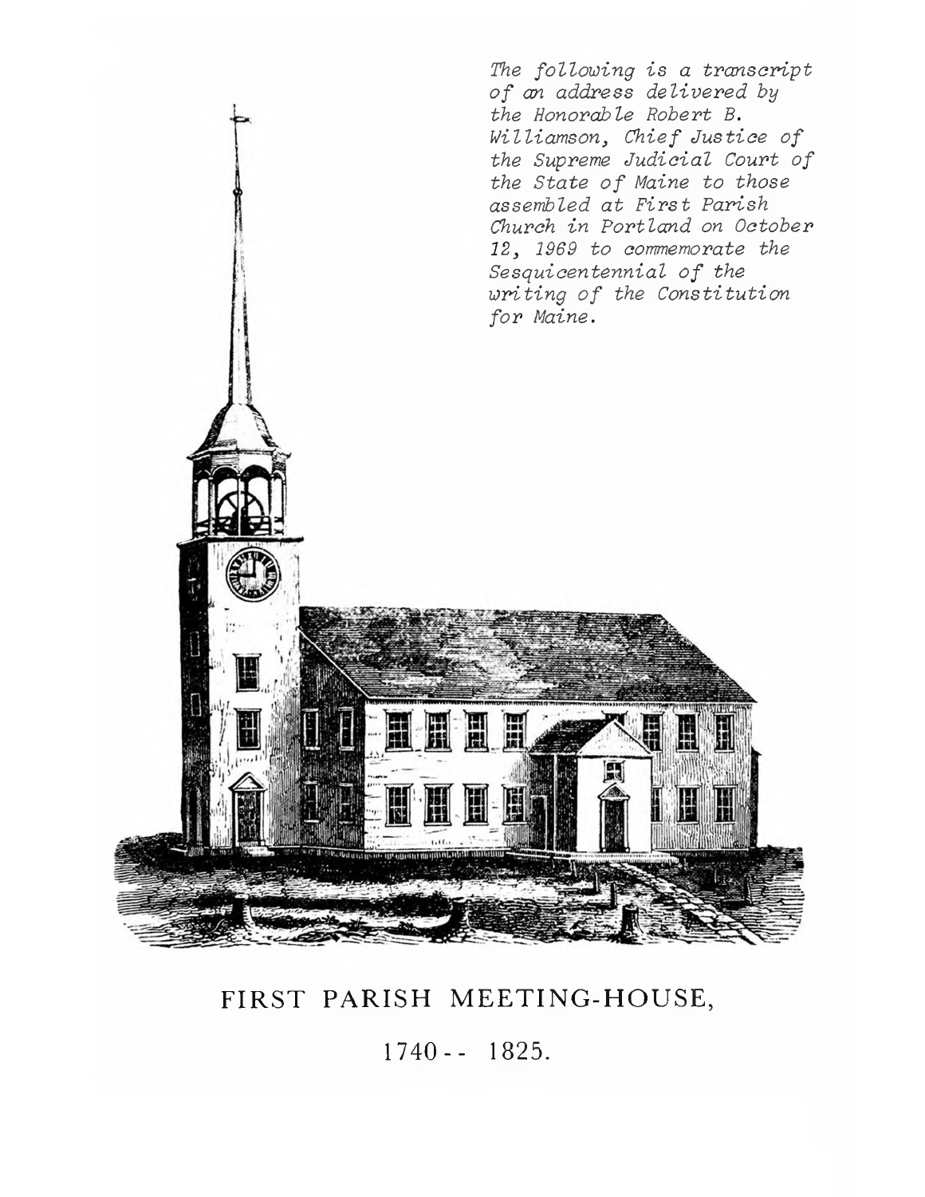*The following is a transcript of an address delivered by the Honorable Robert B. Williamson, Chief Justice of the Supreme Judicial Court of the State of Maine to those assembled at First Parish Church in Portland on October 12, 1969 to commemorate the Sesquicentennial of the writing of the Constitution for Maine.*

FIRST PARISH MEETING-HOUSE,

1740-- 1825.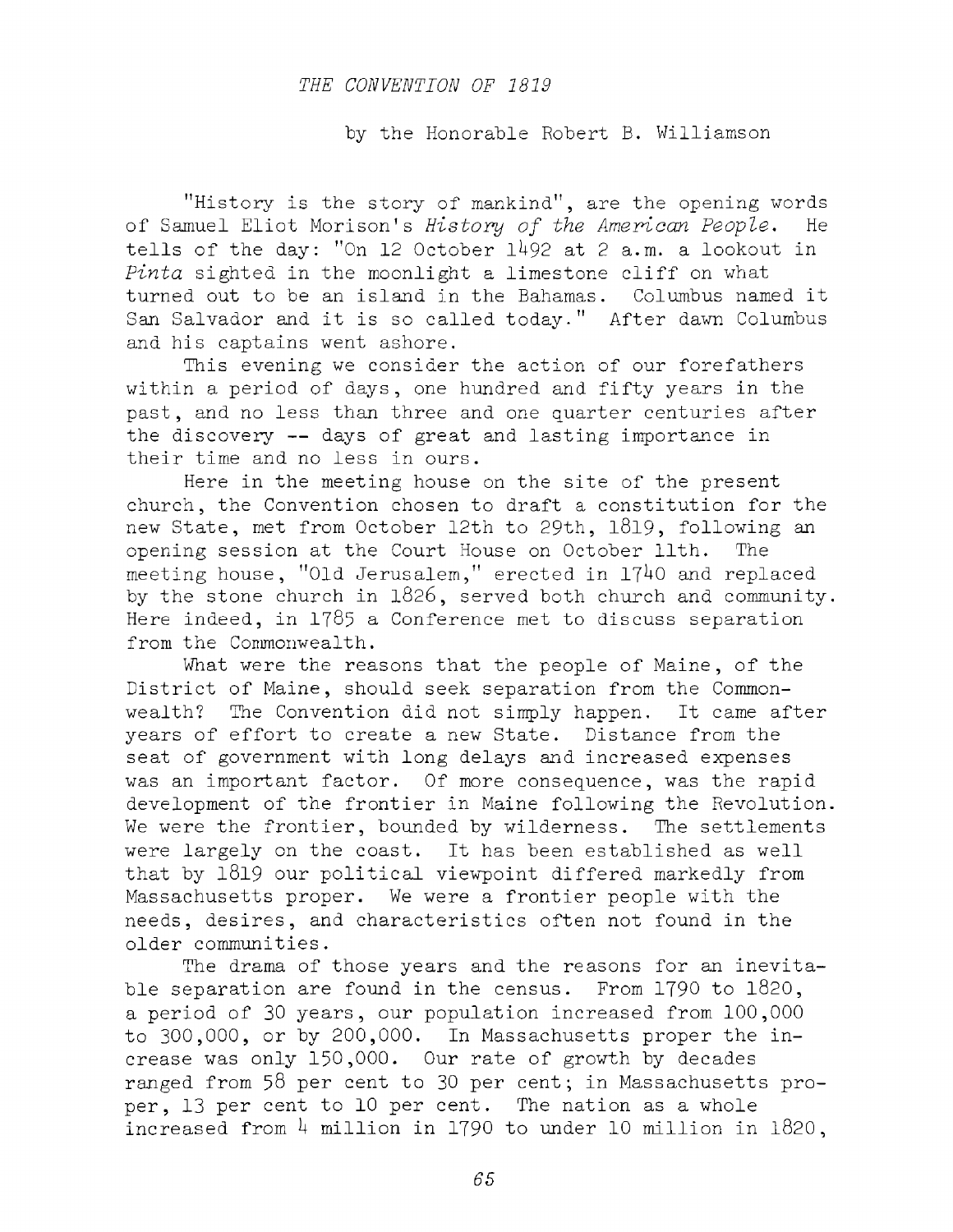## *THE CONVENTION OF 1819*

by the Honorable Robert B. Williamson

"History is the story of mankind", are the opening words of Samuel Eliot Morison's *History of the American People*. He tells of the day: "On 12 October 1492 at 2 a.m. a lookout in *Pinta* sighted in the moonlight a limestone cliff on what turned out to be an island in the Bahamas. Columbus named it San Salvador and it is so called today." After dawn Columbus and his captains went ashore.

This evening we consider the action of our forefathers within a period of days, one hundred and fifty years in the past, and no less than three and one quarter centuries after the discovery -- days of great and lasting importance in their time and no less in ours.

Here in the meeting house on the site of the present church, the Convention chosen to draft a constitution for the new State, met from October 12th to 29th, 1819, following an opening session at the Court House on October 11th. The meeting house, "Old Jerusalem," erected in 1740 and replaced by the stone church in 1826, served both church and community. Here indeed, in 1785 a Conference met to discuss separation from the Commonwealth.

What were the reasons that the people of Maine, of the District of Maine, should seek separation from the Commonwealth? The Convention did not simply happen. It came after years of effort to create a new State. Distance from the seat of government with long delays and increased expenses was an important factor. Of more consequence, was the rapid development of the frontier in Maine following the Revolution. We were the frontier, bounded by wilderness. The settlements were largely on the coast. It has been established as well that by 1819 our political viewpoint differed markedly from Massachusetts proper. We were a frontier people with the needs, desires, and characteristics often not found in the older communities.

The drama of those years and the reasons for an inevitable separation are found in the census. From 1790 to 1820, a period of 30 years, our population increased from 100,000 to 300,000, or by 200,000. In Massachusetts proper the increase was only 150,000. Our rate of growth by decades ranged from 58 per cent to 30 per cent; in Massachusetts proper, 13 per cent to 10 per cent. The nation as a whole increased from 4 million in 1790 to under 10 million in 1820,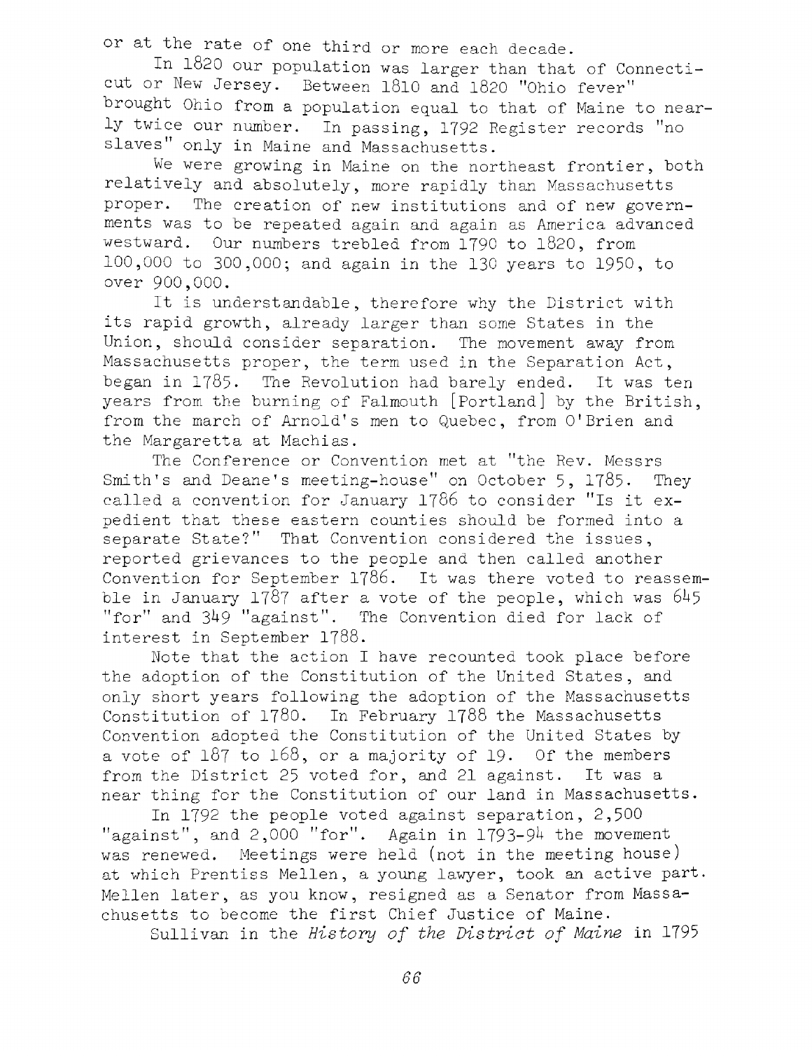or at the rate of one third or more each decade.

In 1820 our population was larger than that of Connecticut or New Jersey. Between 1810 and 1820 "Ohio fever" brought Ohio from a population equal to that of Maine to nearly twice our number. In passing, 1792 Register records "no slaves" only in Maine and Massachusetts.

We were growing in Maine on the northeast frontier, both relatively and absolutely, more rapidly than Massachusetts proper. The creation of new institutions and of new governments was to be repeated again and again as America advanced westward. Our numbers trebled from 1790 to 1820, from 100,000 to 300,000; and again in the 130 years to 1950, to over 900,000.

It is understandable, therefore why the District with its rapid growth, already larger than some States in the Union, should consider separation. The movement away from Massachusetts proper, the term used in the Separation Act, began in 1785. The Revolution had barely ended. It was ten years from the burning of Falmouth [Portland] by the British, from the march of Arnold's men to Quebec, from O'Brien and the Margaretta at Machias.

The Conference or Convention met at "the Rev. Messrs Smith's and Deane's meeting-house" on October 5, 1785. They called a convention for January 1786 to consider "Is it expedient that these eastern counties should be formed into a separate State?" That Convention considered the issues, reported grievances to the people and then called another Convention for September 1786. It was there voted to reassemble in January 1787 after a vote of the people, which was 645 "for" and 349 "against". The Convention died for lack of interest in September 1788.

Note that the action I have recounted took place before the adoption of the Constitution of the United States, and only short years following the adoption of the Massachusetts Constitution of 1780. In February 1788 the Massachusetts Convention adopted the Constitution of the United States by a vote of 187 to 168, or a majority of 19. Of the members from the District 25 voted for, and 21 against. It was a near thing for the Constitution of our land in Massachusetts.

In 1792 the people voted against separation, 2,500 "against", and 2,000 "for". Again in 1793-94 the movement was renewed. Meetings were held (not in the meeting house) at which Prentiss Mellen, a young lawyer, took an active part. Mellen later, as you know, resigned as a Senator from Massachusetts to become the first Chief Justice of Maine.

Sullivan in the *History of the District of Maine* in 1795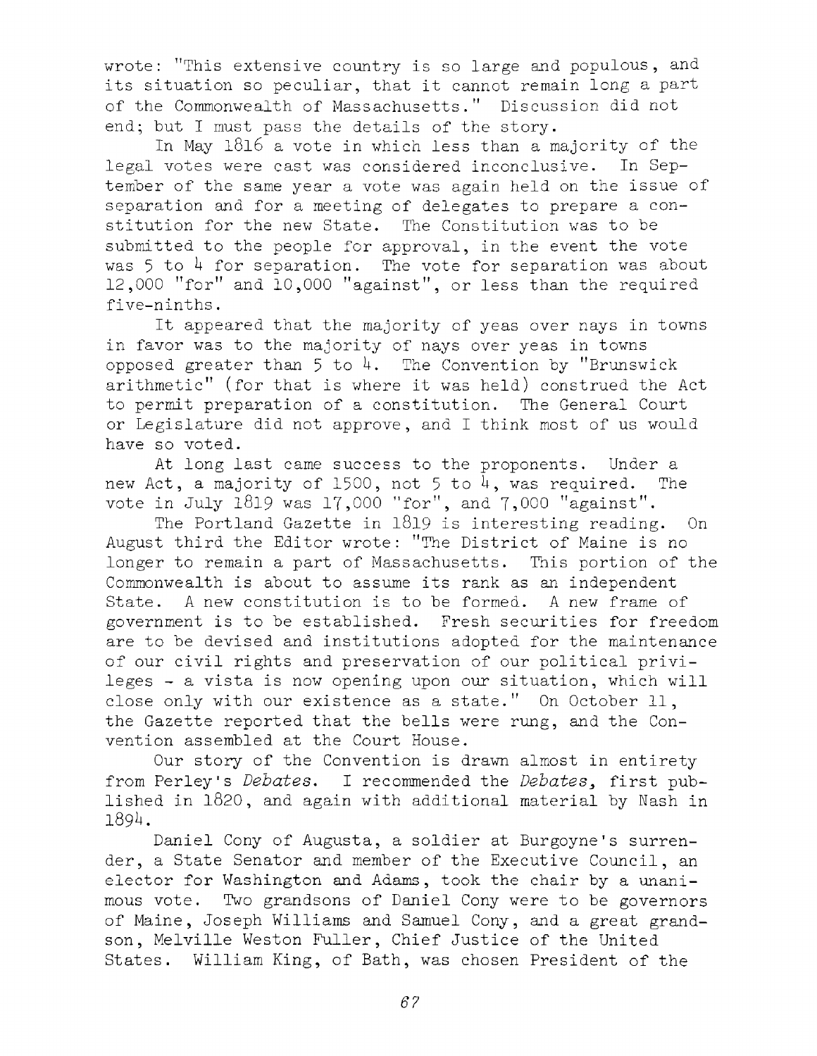wrote: "This extensive country is so large and populous, and its situation so peculiar, that it cannot remain long a part of the Commonwealth of Massachusetts." Discussion did not end; but I must pass the details of the story.

In May 1816 a vote in which less than a majority of the legal votes were cast was considered inconclusive. In September of the same year a vote was again held on the issue of separation and for a meeting of delegates to prepare a constitution for the new State. The Constitution was to be submitted to the people for approval, in the event the vote was 5 to 4 for separation. The vote for separation was about 12,000 "for" and 10,000 "against", or less than the required five-ninths.

It appeared that the majority of yeas over nays in towns in favor was to the majority of nays over yeas in towns opposed greater than 5 to 4. The Convention by "Brunswick arithmetic" (for that is where it was held) construed the Act to permit preparation of a constitution. The General Court or Legislature did not approve, and I think most of us would have so voted.

At long last came success to the proponents. Under a new Act, a majority of 1500, not 5 to 4, was required. The vote in July 1819 was 17,000 "for", and 7,000 "against".

The Portland Gazette in 1819 is interesting reading. On August third the Editor wrote: "The District of Maine is no longer to remain a part of Massachusetts. This portion of the Commonwealth is about to assume its rank as an independent State. A new constitution is to be formed. A new frame of government is to be established. Fresh securities for freedom are to be devised and institutions adopted for the maintenance of our civil rights and preservation of our political privileges - a vista is now opening upon our situation, which will close only with our existence as a state." On October 11, the Gazette reported that the bells were rung, and the Convention assembled at the Court House.

Our story of the Convention is drawn almost in entirety from Perley's *Debates*. I recommended the *Debates*, first published in 1820, and again with additional material by Nash in 1894.

Daniel Cony of Augusta, a soldier at Burgoyne's surrender, a State Senator and member of the Executive Council, an elector for Washington and Adams, took the chair by a unanimous vote. Two grandsons of Daniel Cony were to be governors of Maine, Joseph Williams and Samuel Cony, and a great grandson, Melville Weston Fuller, Chief Justice of the United States. William King, of Bath, was chosen President of the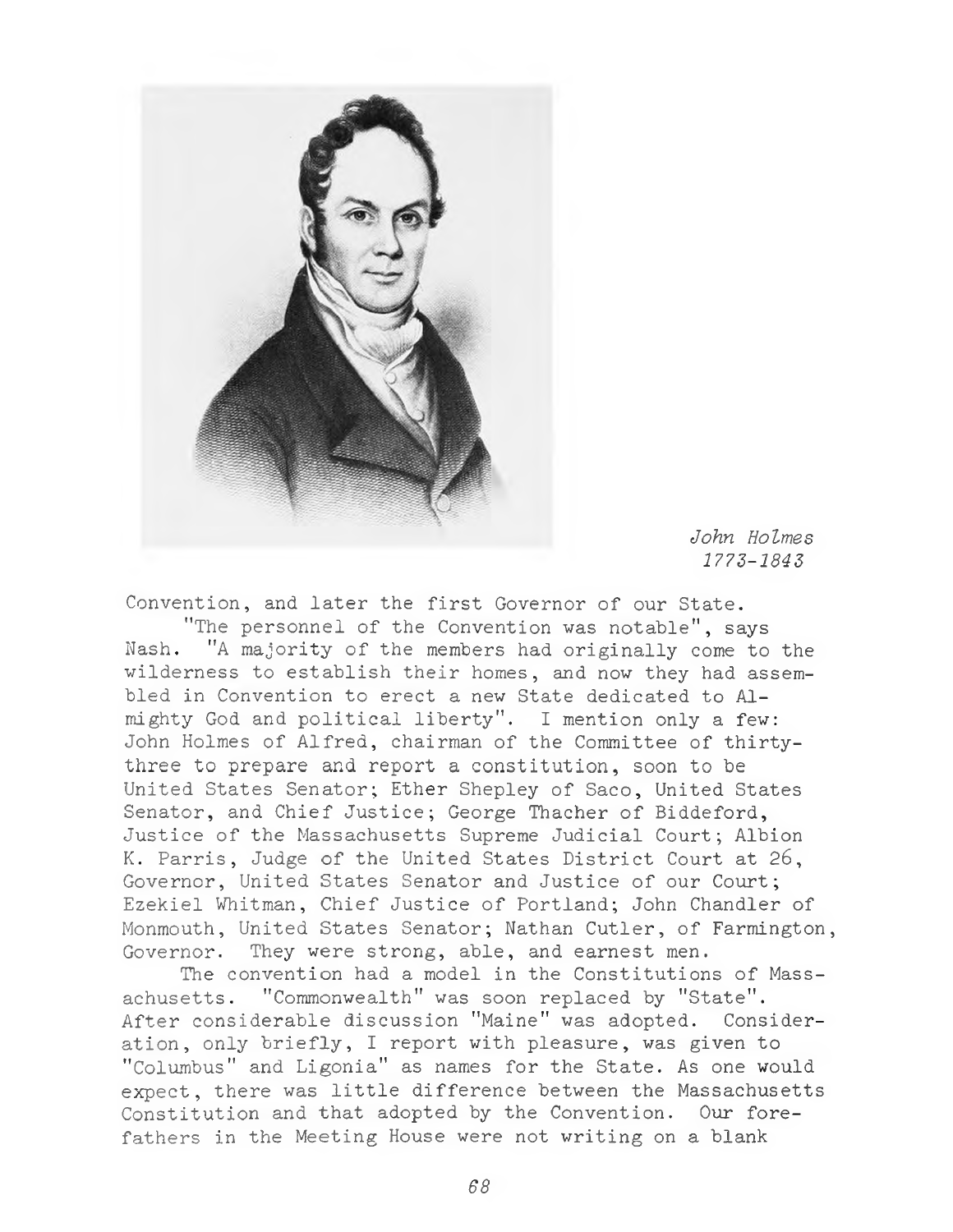*John Holmes*
*1773-1843*

Convention, and later the first Governor of our State.

"The personnel of the Convention was notable", says Nash. "A majority of the members had originally come to the wilderness to establish their homes, and now they had assembled in Convention to erect a new State dedicated to Almighty God and political liberty". I mention only a few: John Holmes of Alfred, chairman of the Committee of thirty-three to prepare and report a constitution, soon to be United States Senator; Ether Shepley of Saco, United States Senator, and Chief Justice; George Thacher of Biddeford, Justice of the Massachusetts Supreme Judicial Court; Albion K. Parris, Judge of the United States District Court at 26, Governor, United States Senator and Justice of our Court; Ezekiel Whitman, Chief Justice of Portland; John Chandler of Monmouth, United States Senator; Nathan Cutler, of Farmington, Governor. They were strong, able, and earnest men.

The convention had a model in the Constitutions of Massachusetts. "Commonwealth" was soon replaced by "State". After considerable discussion "Maine" was adopted. Consideration, only briefly, I report with pleasure, was given to "Columbus" and Ligonia" as names for the State. As one would expect, there was little difference between the Massachusetts Constitution and that adopted by the Convention. Our forefathers in the Meeting House were not writing on a blank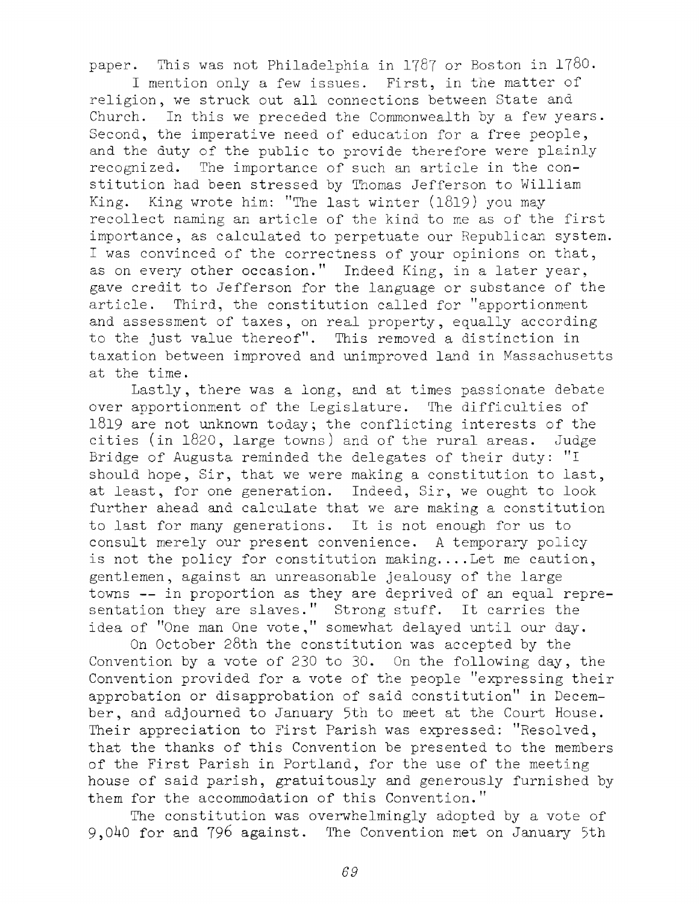paper. This was not Philadelphia in 1787 or Boston in 1780.

I mention only a few issues. First, in the matter of religion, we struck out all connections between State and Church. In this we preceded the Commonwealth by a few years. Second, the imperative need of education for a free people, and the duty of the public to provide therefore were plainly recognized. The importance of such an article in the constitution had been stressed by Thomas Jefferson to William King. King wrote him: "The last winter (1819) you may recollect naming an article of the kind to me as of the first importance, as calculated to perpetuate our Republican system. I was convinced of the correctness of your opinions on that, as on every other occasion." Indeed King, in a later year, gave credit to Jefferson for the language or substance of the article. Third, the constitution called for "apportionment and assessment of taxes, on real property, equally according to the just value thereof". This removed a distinction in taxation between improved and unimproved land in Massachusetts at the time.

Lastly, there was a long, and at times passionate debate over apportionment of the Legislature. The difficulties of 1819 are not unknown today; the conflicting interests of the cities (in 1820, large towns) and of the rural areas. Judge Bridge of Augusta reminded the delegates of their duty: "I should hope, Sir, that we were making a constitution to last, at least, for one generation. Indeed, Sir, we ought to look further ahead and calculate that we are making a constitution to last for many generations. It is not enough for us to consult merely our present convenience. A temporary policy is not the policy for constitution making....Let me caution, gentlemen, against an unreasonable jealousy of the large towns -- in proportion as they are deprived of an equal representation they are slaves." Strong stuff. It carries the idea of "One man One vote," somewhat delayed until our day.

On October 28th the constitution was accepted by the Convention by a vote of 230 to 30. On the following day, the Convention provided for a vote of the people "expressing their approbation or disapprobation of said constitution" in December, and adjourned to January 5th to meet at the Court House. Their appreciation to First Parish was expressed: "Resolved, that the thanks of this Convention be presented to the members of the First Parish in Portland, for the use of the meeting house of said parish, gratuitously and generously furnished by them for the accommodation of this Convention."

The constitution was overwhelmingly adopted by a vote of 9,040 for and 796 against. The Convention met on January 5th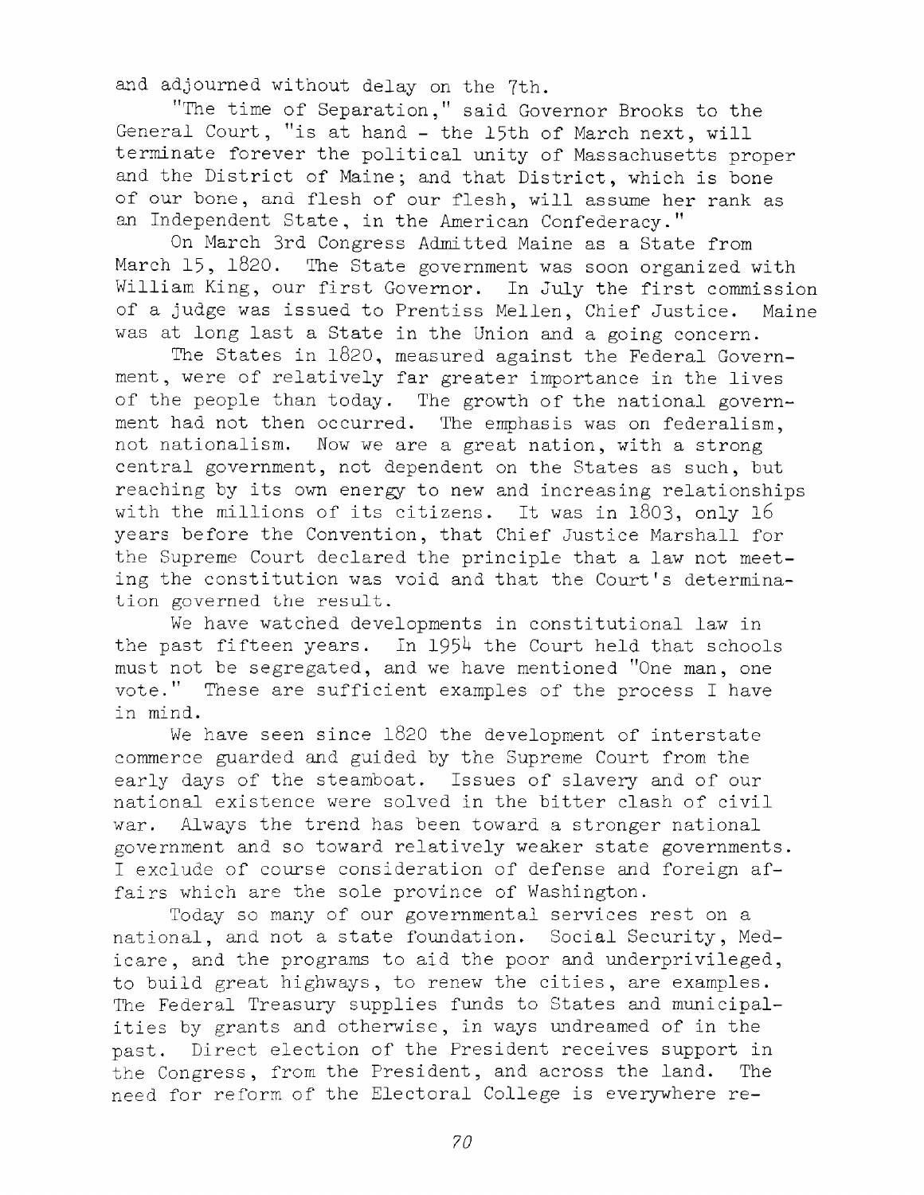and adjourned without delay on the 7th.

"The time of Separation," said Governor Brooks to the General Court, "is at hand - the 15th of March next, will terminate forever the political unity of Massachusetts proper and the District of Maine; and that District, which is bone of our bone, and flesh of our flesh, will assume her rank as an Independent State, in the American Confederacy."

On March 3rd Congress Admitted Maine as a State from March 15, 1820. The State government was soon organized with William King, our first Governor. In July the first commission of a judge was issued to Prentiss Mellen, Chief Justice. Maine was at long last a State in the Union and a going concern.

The States in 1820, measured against the Federal Government, were of relatively far greater importance in the lives of the people than today. The growth of the national government had not then occurred. The emphasis was on federalism, not nationalism. Now we are a great nation, with a strong central government, not dependent on the States as such, but reaching by its own energy to new and increasing relationships with the millions of its citizens. It was in 1803, only 16 years before the Convention, that Chief Justice Marshall for the Supreme Court declared the principle that a law not meeting the constitution was void and that the Court's determination governed the result.

We have watched developments in constitutional law in the past fifteen years. In 1954 the Court held that schools must not be segregated, and we have mentioned "One man, one vote." These are sufficient examples of the process I have in mind.

We have seen since 1820 the development of interstate commerce guarded and guided by the Supreme Court from the early days of the steamboat. Issues of slavery and of our national existence were solved in the bitter clash of civil war. Always the trend has been toward a stronger national government and so toward relatively weaker state governments. I exclude of course consideration of defense and foreign affairs which are the sole province of Washington.

Today so many of our governmental services rest on a national, and not a state foundation. Social Security, Medicare, and the programs to aid the poor and underprivileged, to build great highways, to renew the cities, are examples. The Federal Treasury supplies funds to States and municipalities by grants and otherwise, in ways undreamed of in the past. Direct election of the President receives support in the Congress, from the President, and across the land. The need for reform of the Electoral College is everywhere re-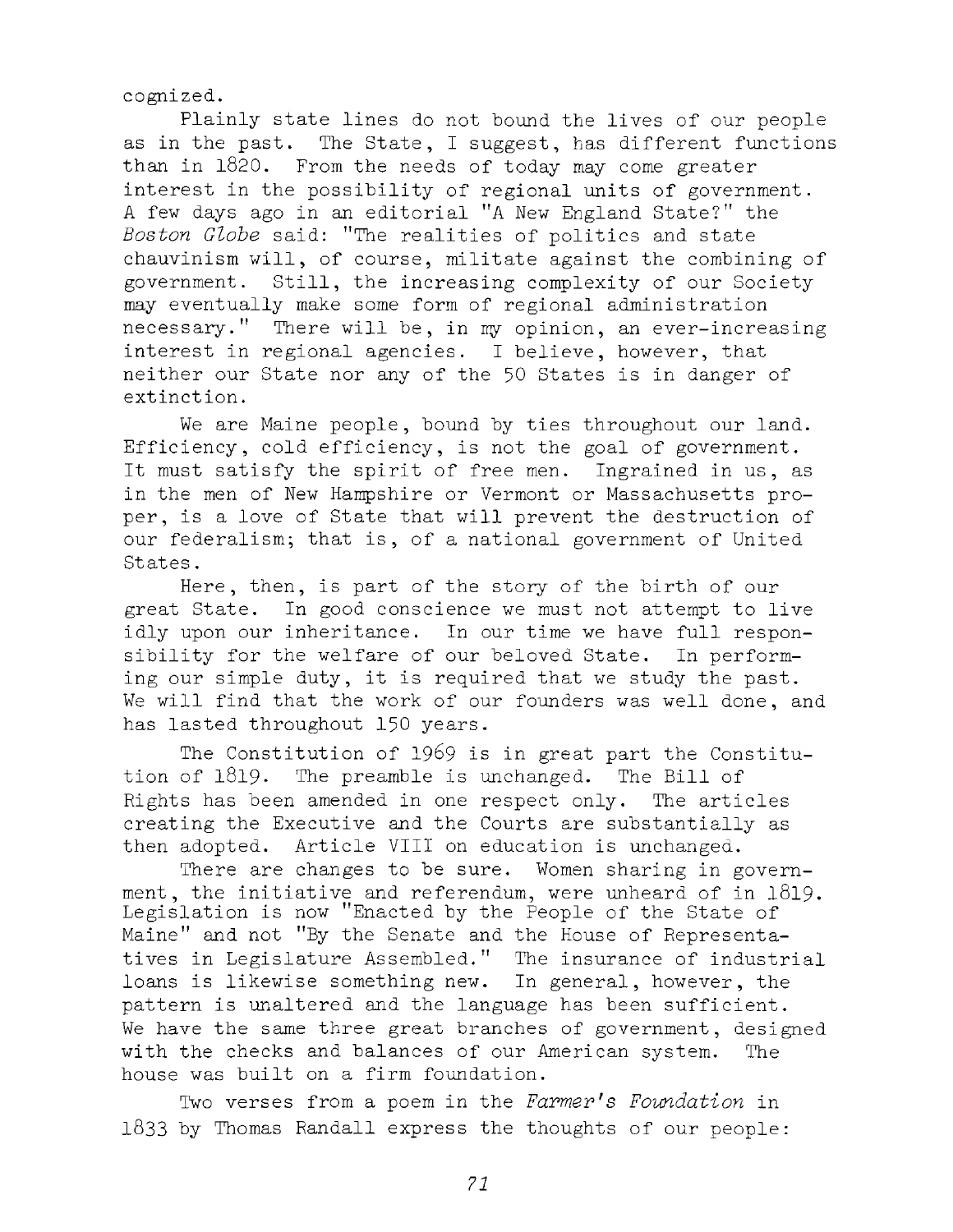cognized.

Plainly state lines do not bound the lives of our people as in the past. The State, I suggest, has different functions than in 1820. From the needs of today may come greater interest in the possibility of regional units of government. A few days ago in an editorial "A New England State?" the *Boston Globe* said: "The realities of politics and state chauvinism will, of course, militate against the combining of government. Still, the increasing complexity of our Society may eventually make some form of regional administration necessary." There will be, in my opinion, an ever-increasing interest in regional agencies. I believe, however, that neither our State nor any of the 50 States is in danger of extinction.

We are Maine people, bound by ties throughout our land. Efficiency, cold efficiency, is not the goal of government. It must satisfy the spirit of free men. Ingrained in us, as in the men of New Hampshire or Vermont or Massachusetts proper, is a love of State that will prevent the destruction of our federalism; that is, of a national government of United States.

Here, then, is part of the story of the birth of our great State. In good conscience we must not attempt to live idly upon our inheritance. In our time we have full responsibility for the welfare of our beloved State. In performing our simple duty, it is required that we study the past. We will find that the work of our founders was well done, and has lasted throughout 150 years.

The Constitution of 1969 is in great part the Constitution of 1819. The preamble is unchanged. The Bill of Rights has been amended in one respect only. The articles creating the Executive and the Courts are substantially as then adopted. Article VIII on education is unchanged.

There are changes to be sure. Women sharing in government, the initiative and referendum, were unheard of in 1819. Legislation is now "Enacted by the People of the State of Maine" and not "By the Senate and the House of Representatives in Legislature Assembled." The insurance of industrial loans is likewise something new. In general, however, the pattern is unaltered and the language has been sufficient. We have the same three great branches of government, designed with the checks and balances of our American system. The house was built on a firm foundation.

Two verses from a poem in the *Farmer's Foundation* in 1833 by Thomas Randall express the thoughts of our people: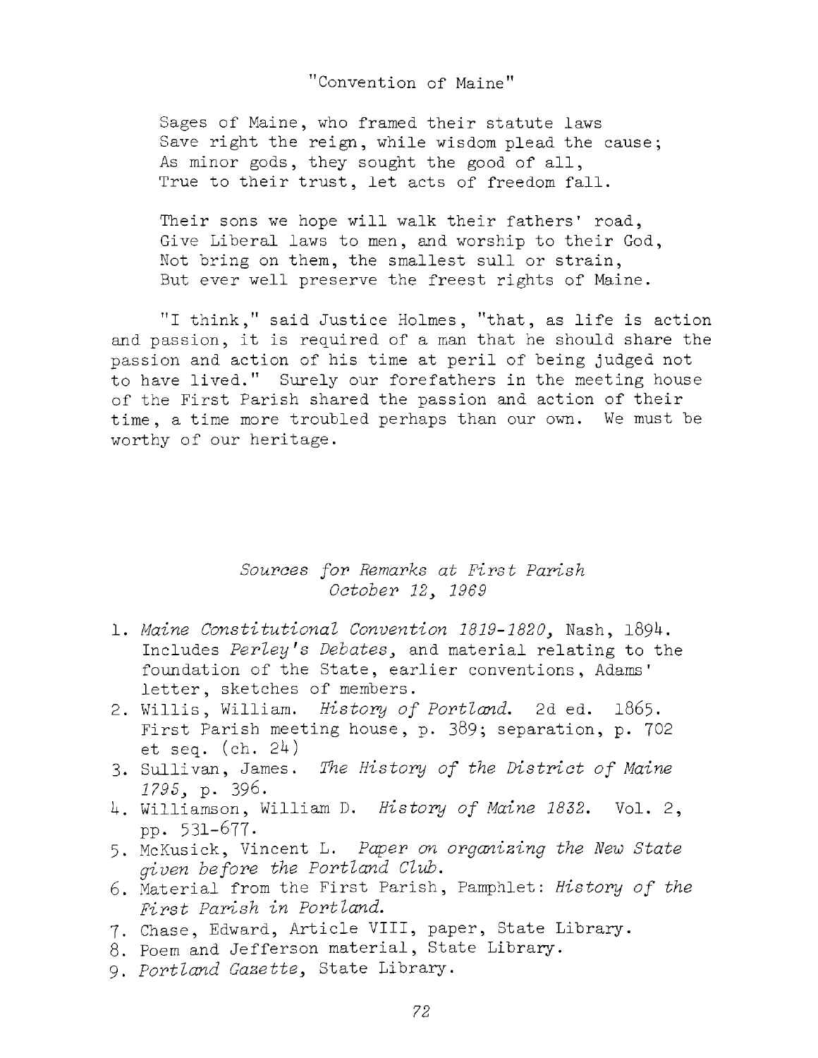"Convention of Maine"

Sages of Maine, who framed their statute laws  
Save right the reign, while wisdom plead the cause;  
As minor gods, they sought the good of all,  
True to their trust, let acts of freedom fall.

Their sons we hope will walk their fathers' road,  
Give Liberal laws to men, and worship to their God,  
Not bring on them, the smallest sull or strain,  
But ever well preserve the freest rights of Maine.

"I think," said Justice Holmes, "that, as life is action and passion, it is required of a man that he should share the passion and action of his time at peril of being judged not to have lived." Surely our forefathers in the meeting house of the First Parish shared the passion and action of their time, a time more troubled perhaps than our own. We must be worthy of our heritage.

*Sources for Remarks at First Parish*  
*October 12, 1969*

1. *Maine Constitutional Convention 1819-1820*, Nash, 1894. Includes *Perley's Debates*, and material relating to the foundation of the State, earlier conventions, Adams' letter, sketches of members.
2. Willis, William. *History of Portland*. 2d ed. 1865. First Parish meeting house, p. 389; separation, p. 702 et seq. (ch. 24)
3. Sullivan, James. *The History of the District of Maine 1795*, p. 396.
4. Williamson, William D. *History of Maine 1832*. Vol. 2, pp. 531-677.
5. McKusick, Vincent L. *Paper on organizing the New State given before the Portland Club*.
6. Material from the First Parish, Pamphlet: *History of the First Parish in Portland*.
7. Chase, Edward, Article VIII, paper, State Library.
8. Poem and Jefferson material, State Library.
9. *Portland Gazette*, State Library.